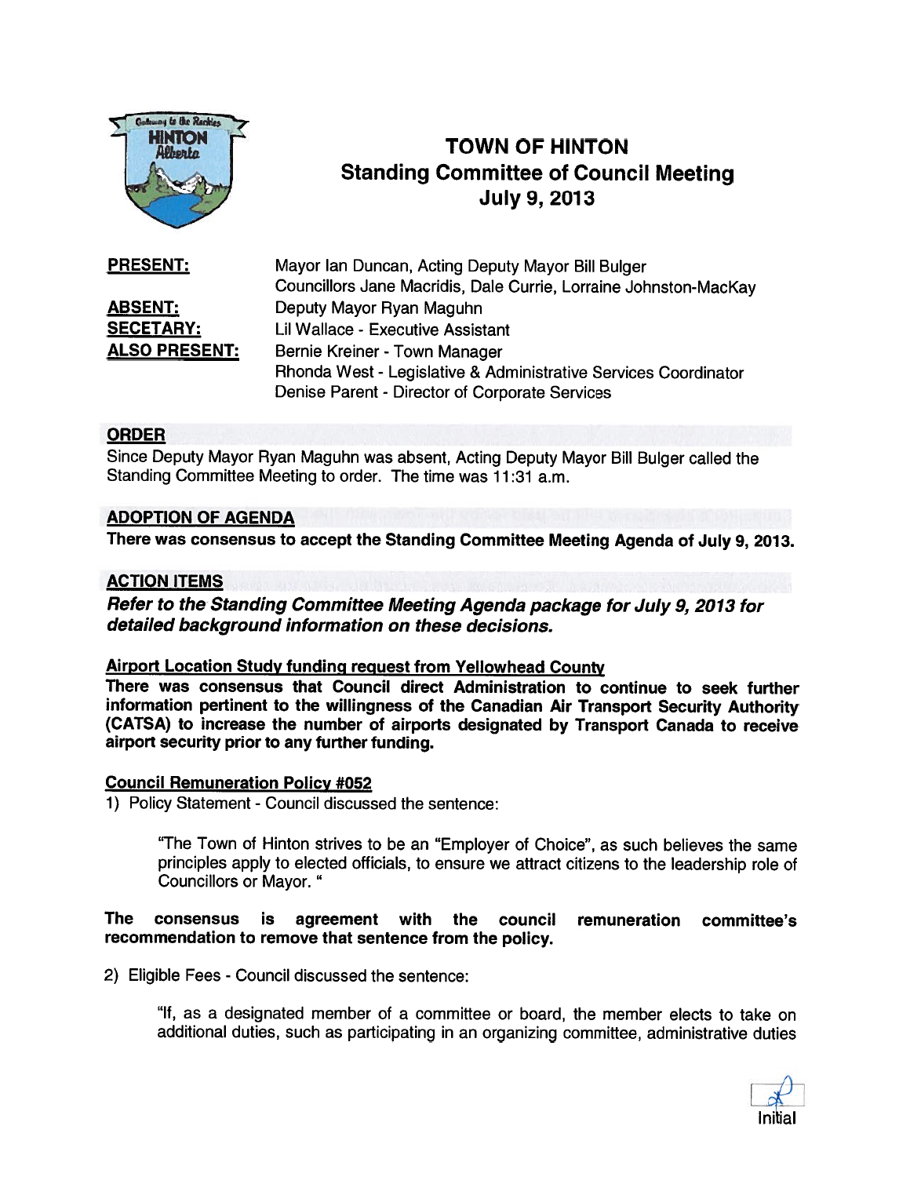# TOWN OF HINTON
## Standing Committee of Council Meeting
## July 9, 2013

**PRESENT:** Mayor Ian Duncan, Acting Deputy Mayor Bill Bulger
Councillors Jane Macridis, Dale Currie, Lorraine Johnston-MacKay

**ABSENT:** Deputy Mayor Ryan Maguhn

**SECETARY:** Lil Wallace - Executive Assistant

**ALSO PRESENT:** Bernie Kreiner - Town Manager
Rhonda West - Legislative & Administrative Services Coordinator
Denise Parent - Director of Corporate Services

## ORDER

Since Deputy Mayor Ryan Maguhn was absent, Acting Deputy Mayor Bill Bulger called the Standing Committee Meeting to order. The time was 11:31 a.m.

## ADOPTION OF AGENDA

**There was consensus to accept the Standing Committee Meeting Agenda of July 9, 2013.**

## ACTION ITEMS

***Refer to the Standing Committee Meeting Agenda package for July 9, 2013 for detailed background information on these decisions.***

### Airport Location Study funding request from Yellowhead County

**There was consensus that Council direct Administration to continue to seek further information pertinent to the willingness of the Canadian Air Transport Security Authority (CATSA) to increase the number of airports designated by Transport Canada to receive airport security prior to any further funding.**

### Council Remuneration Policy #052

1) Policy Statement - Council discussed the sentence:

> "The Town of Hinton strives to be an "Employer of Choice", as such believes the same principles apply to elected officials, to ensure we attract citizens to the leadership role of Councillors or Mayor. "

**The consensus is agreement with the council remuneration committee's recommendation to remove that sentence from the policy.**

2) Eligible Fees - Council discussed the sentence:

> "If, as a designated member of a committee or board, the member elects to take on additional duties, such as participating in an organizing committee, administrative duties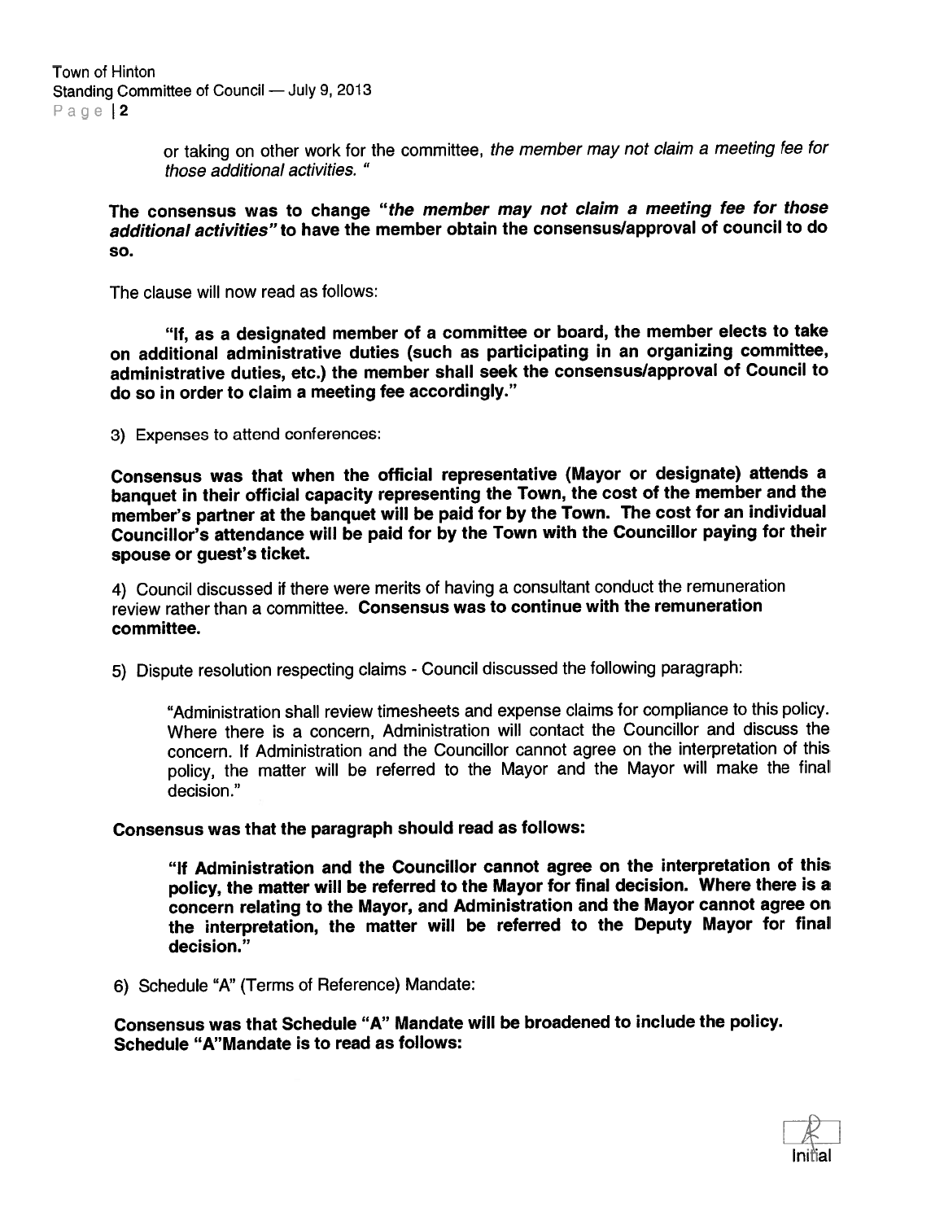or taking on other work for the committee, *the member may not claim a meeting fee for those additional activities.* "

**The consensus was to change "*the member may not claim a meeting fee for those additional activities*" to have the member obtain the consensus/approval of council to do so.**

The clause will now read as follows:

> **"If, as a designated member of a committee or board, the member elects to take on additional administrative duties (such as participating in an organizing committee, administrative duties, etc.) the member shall seek the consensus/approval of Council to do so in order to claim a meeting fee accordingly."**

3) Expenses to attend conferences:

**Consensus was that when the official representative (Mayor or designate) attends a banquet in their official capacity representing the Town, the cost of the member and the member's partner at the banquet will be paid for by the Town. The cost for an individual Councillor's attendance will be paid for by the Town with the Councillor paying for their spouse or guest's ticket.**

4) Council discussed if there were merits of having a consultant conduct the remuneration review rather than a committee. **Consensus was to continue with the remuneration committee.**

5) Dispute resolution respecting claims - Council discussed the following paragraph:

> "Administration shall review timesheets and expense claims for compliance to this policy. Where there is a concern, Administration will contact the Councillor and discuss the concern. If Administration and the Councillor cannot agree on the interpretation of this policy, the matter will be referred to the Mayor and the Mayor will make the final decision."

**Consensus was that the paragraph should read as follows:**

> **"If Administration and the Councillor cannot agree on the interpretation of this policy, the matter will be referred to the Mayor for final decision. Where there is a concern relating to the Mayor, and Administration and the Mayor cannot agree on the interpretation, the matter will be referred to the Deputy Mayor for final decision."**

6) Schedule "A" (Terms of Reference) Mandate:

**Consensus was that Schedule "A" Mandate will be broadened to include the policy. Schedule "A"Mandate is to read as follows:**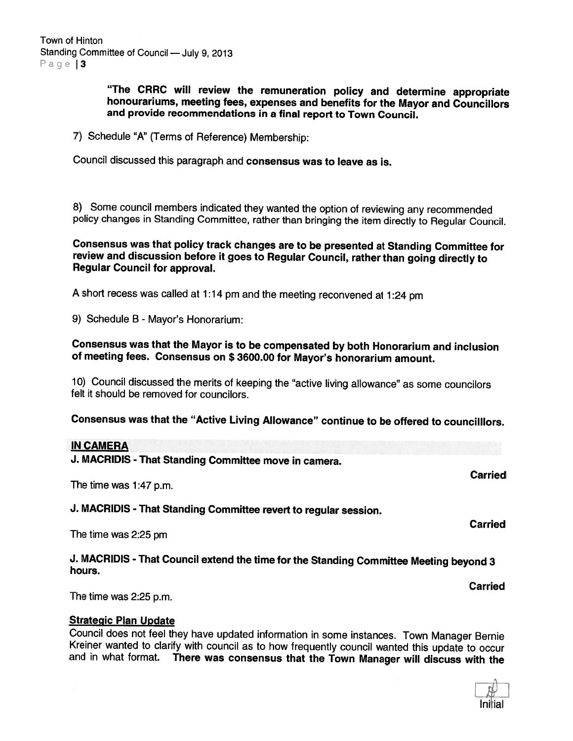**"The CRRC will review the remuneration policy and determine appropriate honourariums, meeting fees, expenses and benefits for the Mayor and Councillors and provide recommendations in a final report to Town Council.**

7) Schedule "A" (Terms of Reference) Membership:

Council discussed this paragraph and **consensus was to leave as is.**

8) Some council members indicated they wanted the option of reviewing any recommended policy changes in Standing Committee, rather than bringing the item directly to Regular Council.

**Consensus was that policy track changes are to be presented at Standing Committee for review and discussion before it goes to Regular Council, rather than going directly to Regular Council for approval.**

A short recess was called at 1:14 pm and the meeting reconvened at 1:24 pm

9) Schedule B - Mayor's Honorarium:

**Consensus was that the Mayor is to be compensated by both Honorarium and inclusion of meeting fees. Consensus on $ 3600.00 for Mayor's honorarium amount.**

10) Council discussed the merits of keeping the "active living allowance" as some councilors felt it should be removed for councilors.

**Consensus was that the "Active Living Allowance" continue to be offered to councilllors.**

## IN CAMERA

**J. MACRIDIS - That Standing Committee move in camera.**

**Carried**

The time was 1:47 p.m.

**J. MACRIDIS - That Standing Committee revert to regular session.**

**Carried**

The time was 2:25 pm

**J. MACRIDIS - That Council extend the time for the Standing Committee Meeting beyond 3 hours.**

**Carried**

The time was 2:25 p.m.

## Strategic Plan Update

Council does not feel they have updated information in some instances. Town Manager Bernie Kreiner wanted to clarify with council as to how frequently council wanted this update to occur and in what format. **There was consensus that the Town Manager will discuss with the**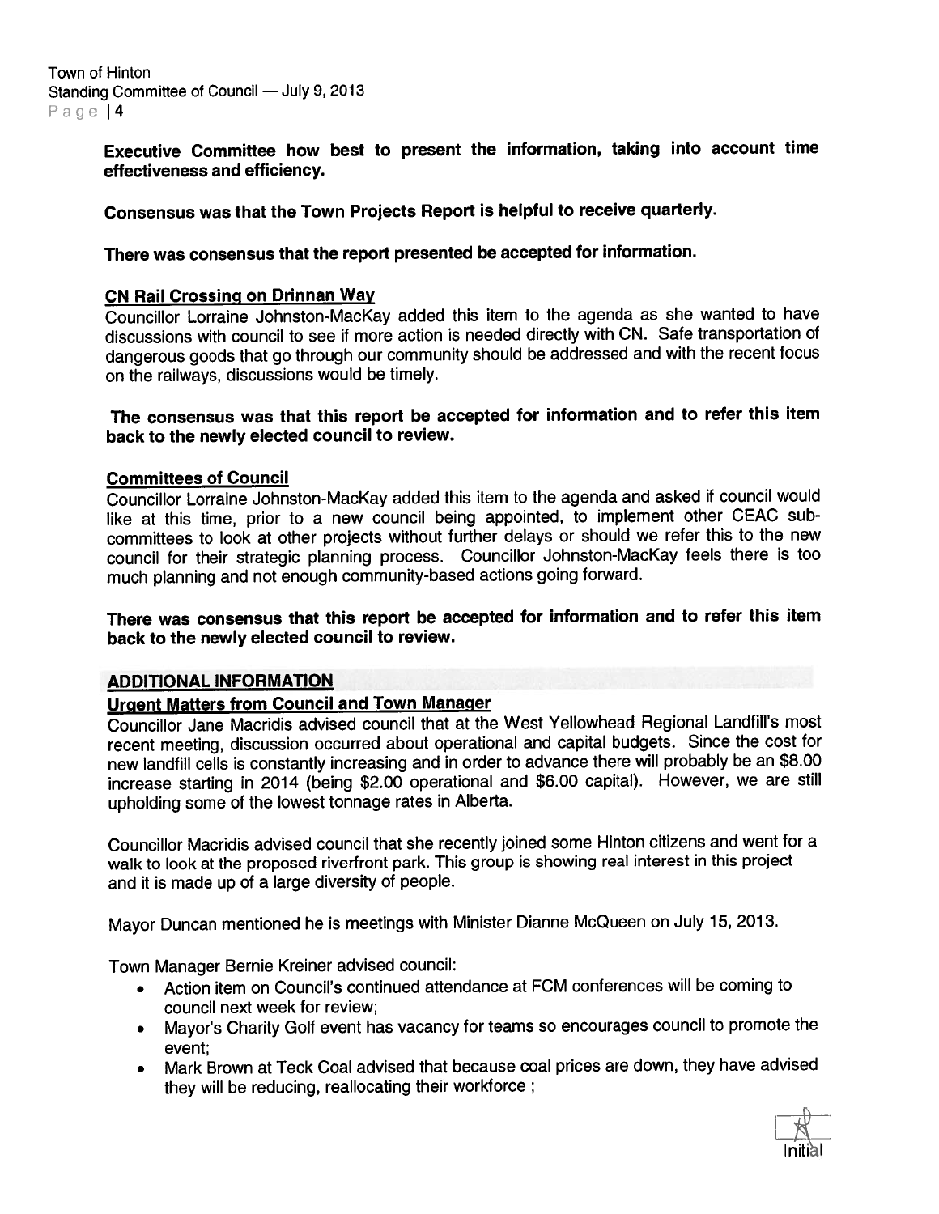**Executive Committee how best to present the information, taking into account time effectiveness and efficiency.**

**Consensus was that the Town Projects Report is helpful to receive quarterly.**

**There was consensus that the report presented be accepted for information.**

**CN Rail Crossing on Drinnan Way**

Councillor Lorraine Johnston-MacKay added this item to the agenda as she wanted to have discussions with council to see if more action is needed directly with CN. Safe transportation of dangerous goods that go through our community should be addressed and with the recent focus on the railways, discussions would be timely.

**The consensus was that this report be accepted for information and to refer this item back to the newly elected council to review.**

**Committees of Council**

Councillor Lorraine Johnston-MacKay added this item to the agenda and asked if council would like at this time, prior to a new council being appointed, to implement other CEAC sub-committees to look at other projects without further delays or should we refer this to the new council for their strategic planning process. Councillor Johnston-MacKay feels there is too much planning and not enough community-based actions going forward.

**There was consensus that this report be accepted for information and to refer this item back to the newly elected council to review.**

## ADDITIONAL INFORMATION

**Urgent Matters from Council and Town Manager**

Councillor Jane Macridis advised council that at the West Yellowhead Regional Landfill's most recent meeting, discussion occurred about operational and capital budgets. Since the cost for new landfill cells is constantly increasing and in order to advance there will probably be an $8.00 increase starting in 2014 (being $2.00 operational and $6.00 capital). However, we are still upholding some of the lowest tonnage rates in Alberta.

Councillor Macridis advised council that she recently joined some Hinton citizens and went for a walk to look at the proposed riverfront park. This group is showing real interest in this project and it is made up of a large diversity of people.

Mayor Duncan mentioned he is meetings with Minister Dianne McQueen on July 15, 2013.

Town Manager Bernie Kreiner advised council:

- Action item on Council's continued attendance at FCM conferences will be coming to council next week for review;
- Mayor's Charity Golf event has vacancy for teams so encourages council to promote the event;
- Mark Brown at Teck Coal advised that because coal prices are down, they have advised they will be reducing, reallocating their workforce ;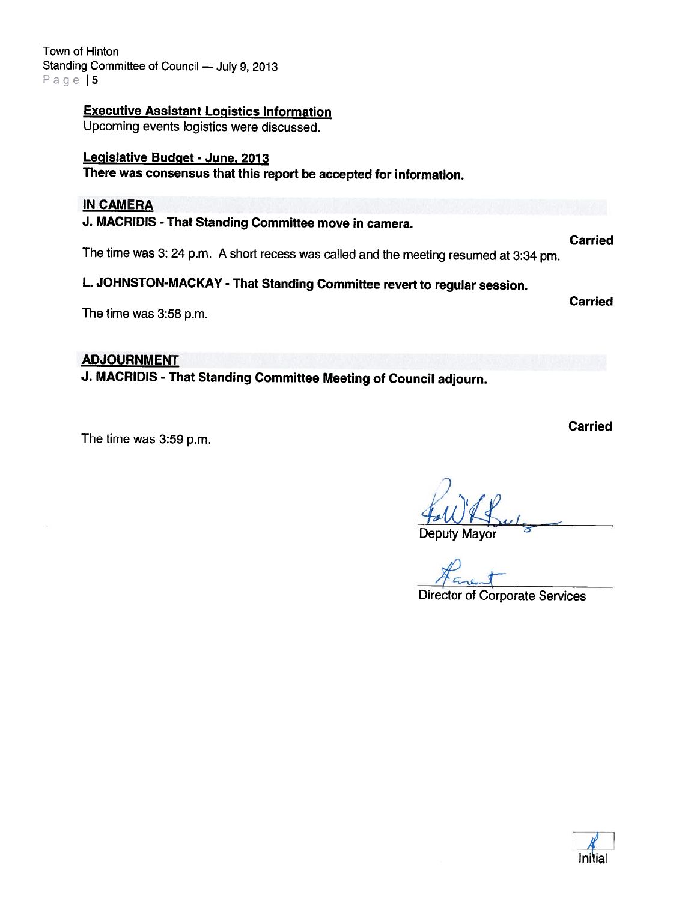**Executive Assistant Logistics Information**

Upcoming events logistics were discussed.

**Legislative Budget - June, 2013**

**There was consensus that this report be accepted for information.**

## IN CAMERA

**J. MACRIDIS - That Standing Committee move in camera.**

**Carried**

The time was 3: 24 p.m. A short recess was called and the meeting resumed at 3:34 pm.

**L. JOHNSTON-MACKAY - That Standing Committee revert to regular session.**

**Carried**

The time was 3:58 p.m.

## ADJOURNMENT

**J. MACRIDIS - That Standing Committee Meeting of Council adjourn.**

**Carried**

The time was 3:59 p.m.

Deputy Mayor

Director of Corporate Services

Initial